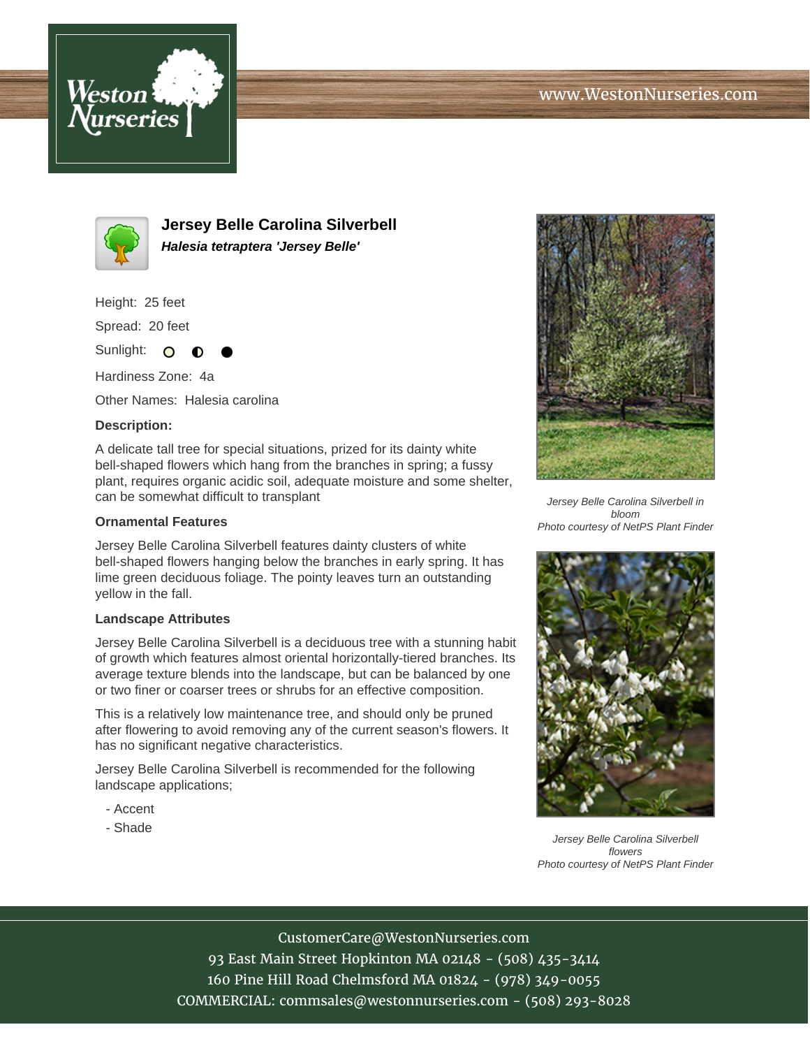www.WestonNurseries.com

# Jersey Belle Carolina Silverbell

***Halesia tetraptera 'Jersey Belle'***

Height: 25 feet

Spread: 20 feet

Sunlight:

Hardiness Zone: 4a

Other Names: Halesia carolina

**Description:**

A delicate tall tree for special situations, prized for its dainty white bell-shaped flowers which hang from the branches in spring; a fussy plant, requires organic acidic soil, adequate moisture and some shelter, can be somewhat difficult to transplant

*Jersey Belle Carolina Silverbell in bloom*
*Photo courtesy of NetPS Plant Finder*

### Ornamental Features

Jersey Belle Carolina Silverbell features dainty clusters of white bell-shaped flowers hanging below the branches in early spring. It has lime green deciduous foliage. The pointy leaves turn an outstanding yellow in the fall.

### Landscape Attributes

Jersey Belle Carolina Silverbell is a deciduous tree with a stunning habit of growth which features almost oriental horizontally-tiered branches. Its average texture blends into the landscape, but can be balanced by one or two finer or coarser trees or shrubs for an effective composition.

This is a relatively low maintenance tree, and should only be pruned after flowering to avoid removing any of the current season's flowers. It has no significant negative characteristics.

Jersey Belle Carolina Silverbell is recommended for the following landscape applications;

- Accent
- Shade

*Jersey Belle Carolina Silverbell flowers*
*Photo courtesy of NetPS Plant Finder*

CustomerCare@WestonNurseries.com
93 East Main Street Hopkinton MA 02148 - (508) 435-3414
160 Pine Hill Road Chelmsford MA 01824 - (978) 349-0055
COMMERCIAL: commsales@westonnurseries.com - (508) 293-8028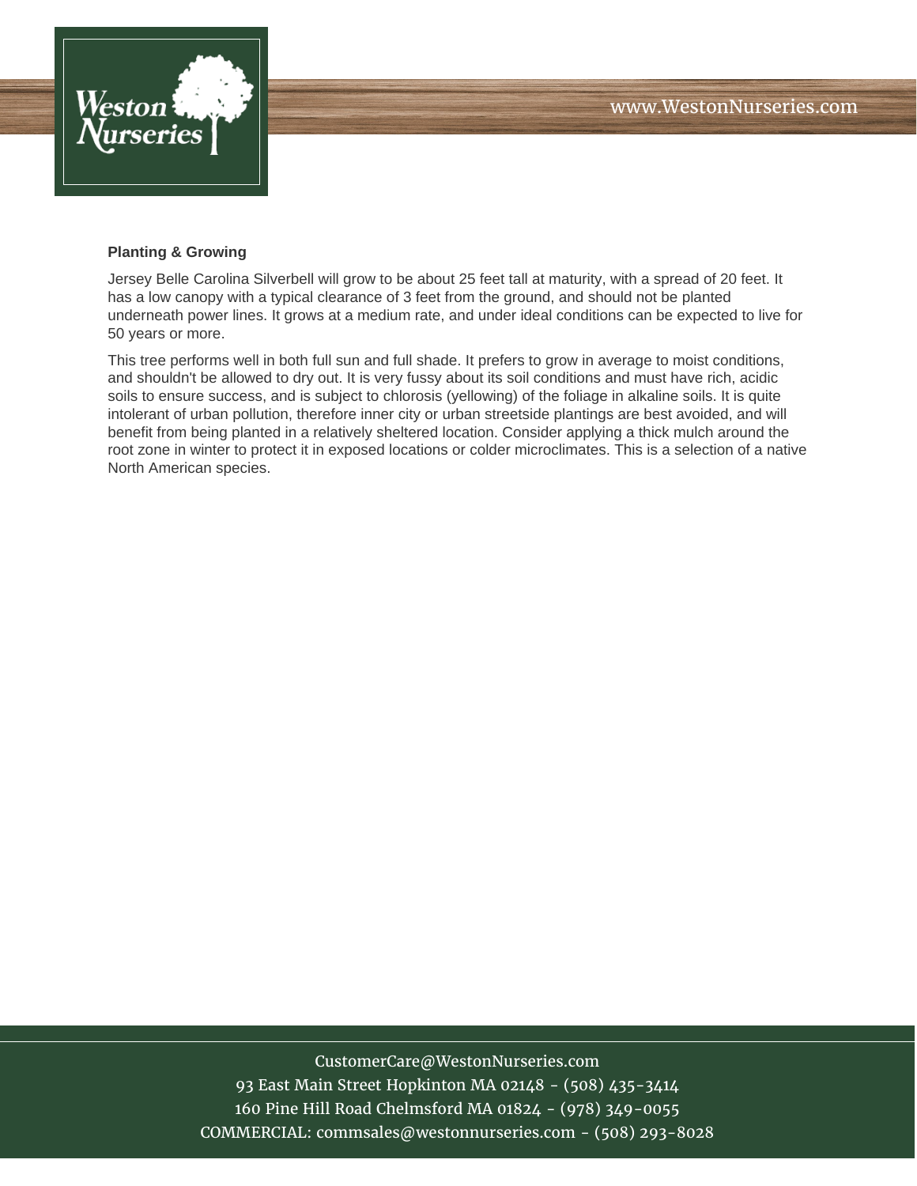**Planting & Growing**

Jersey Belle Carolina Silverbell will grow to be about 25 feet tall at maturity, with a spread of 20 feet. It has a low canopy with a typical clearance of 3 feet from the ground, and should not be planted underneath power lines. It grows at a medium rate, and under ideal conditions can be expected to live for 50 years or more.

This tree performs well in both full sun and full shade. It prefers to grow in average to moist conditions, and shouldn't be allowed to dry out. It is very fussy about its soil conditions and must have rich, acidic soils to ensure success, and is subject to chlorosis (yellowing) of the foliage in alkaline soils. It is quite intolerant of urban pollution, therefore inner city or urban streetside plantings are best avoided, and will benefit from being planted in a relatively sheltered location. Consider applying a thick mulch around the root zone in winter to protect it in exposed locations or colder microclimates. This is a selection of a native North American species.